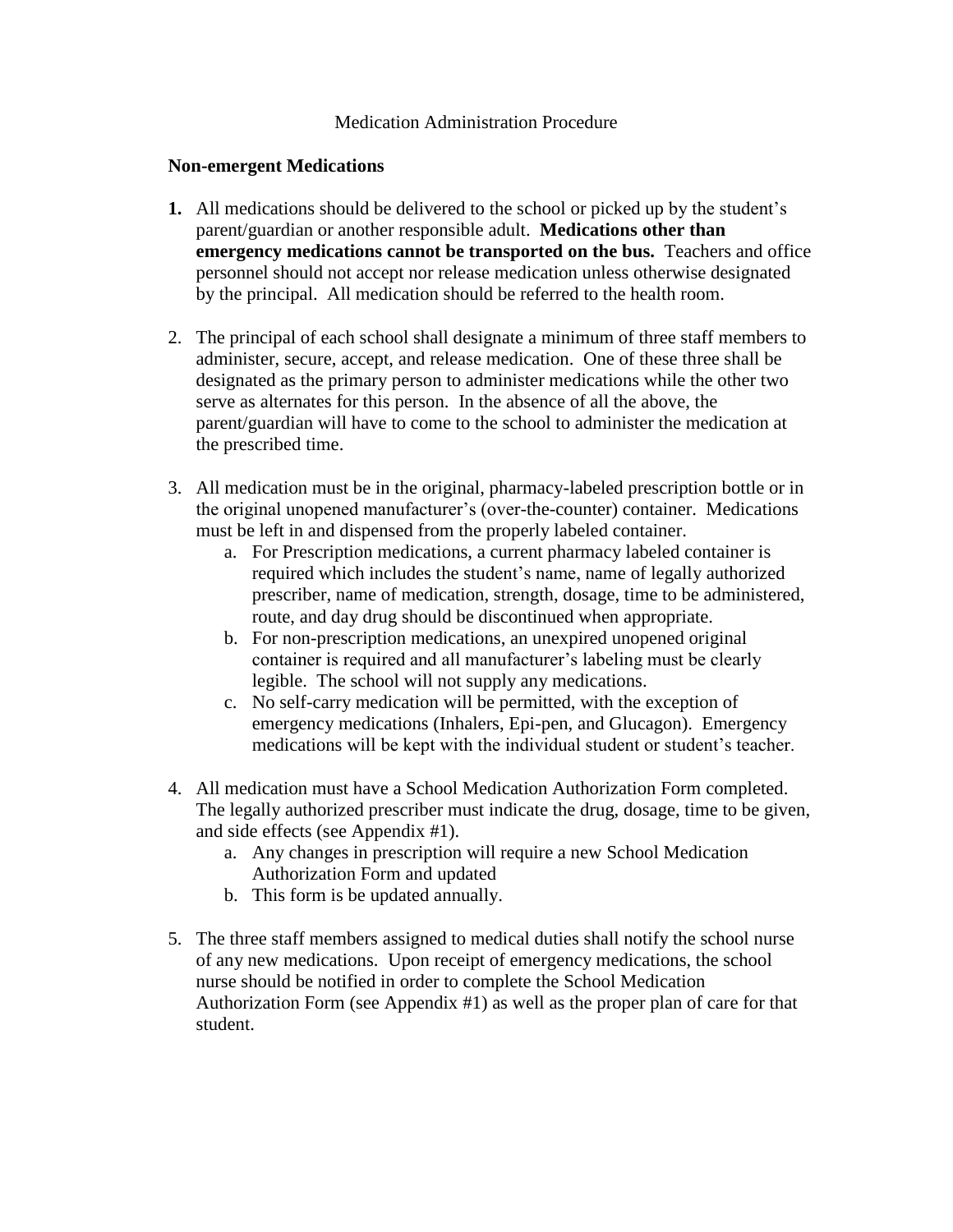# Medication Administration Procedure

## Non-emergent Medications

1. All medications should be delivered to the school or picked up by the student's parent/guardian or another responsible adult. **Medications other than emergency medications cannot be transported on the bus.** Teachers and office personnel should not accept nor release medication unless otherwise designated by the principal. All medication should be referred to the health room.

2. The principal of each school shall designate a minimum of three staff members to administer, secure, accept, and release medication. One of these three shall be designated as the primary person to administer medications while the other two serve as alternates for this person. In the absence of all the above, the parent/guardian will have to come to the school to administer the medication at the prescribed time.

3. All medication must be in the original, pharmacy-labeled prescription bottle or in the original unopened manufacturer's (over-the-counter) container. Medications must be left in and dispensed from the properly labeled container.
   a. For Prescription medications, a current pharmacy labeled container is required which includes the student's name, name of legally authorized prescriber, name of medication, strength, dosage, time to be administered, route, and day drug should be discontinued when appropriate.
   b. For non-prescription medications, an unexpired unopened original container is required and all manufacturer's labeling must be clearly legible. The school will not supply any medications.
   c. No self-carry medication will be permitted, with the exception of emergency medications (Inhalers, Epi-pen, and Glucagon). Emergency medications will be kept with the individual student or student's teacher.

4. All medication must have a School Medication Authorization Form completed. The legally authorized prescriber must indicate the drug, dosage, time to be given, and side effects (see Appendix #1).
   a. Any changes in prescription will require a new School Medication Authorization Form and updated
   b. This form is be updated annually.

5. The three staff members assigned to medical duties shall notify the school nurse of any new medications. Upon receipt of emergency medications, the school nurse should be notified in order to complete the School Medication Authorization Form (see Appendix #1) as well as the proper plan of care for that student.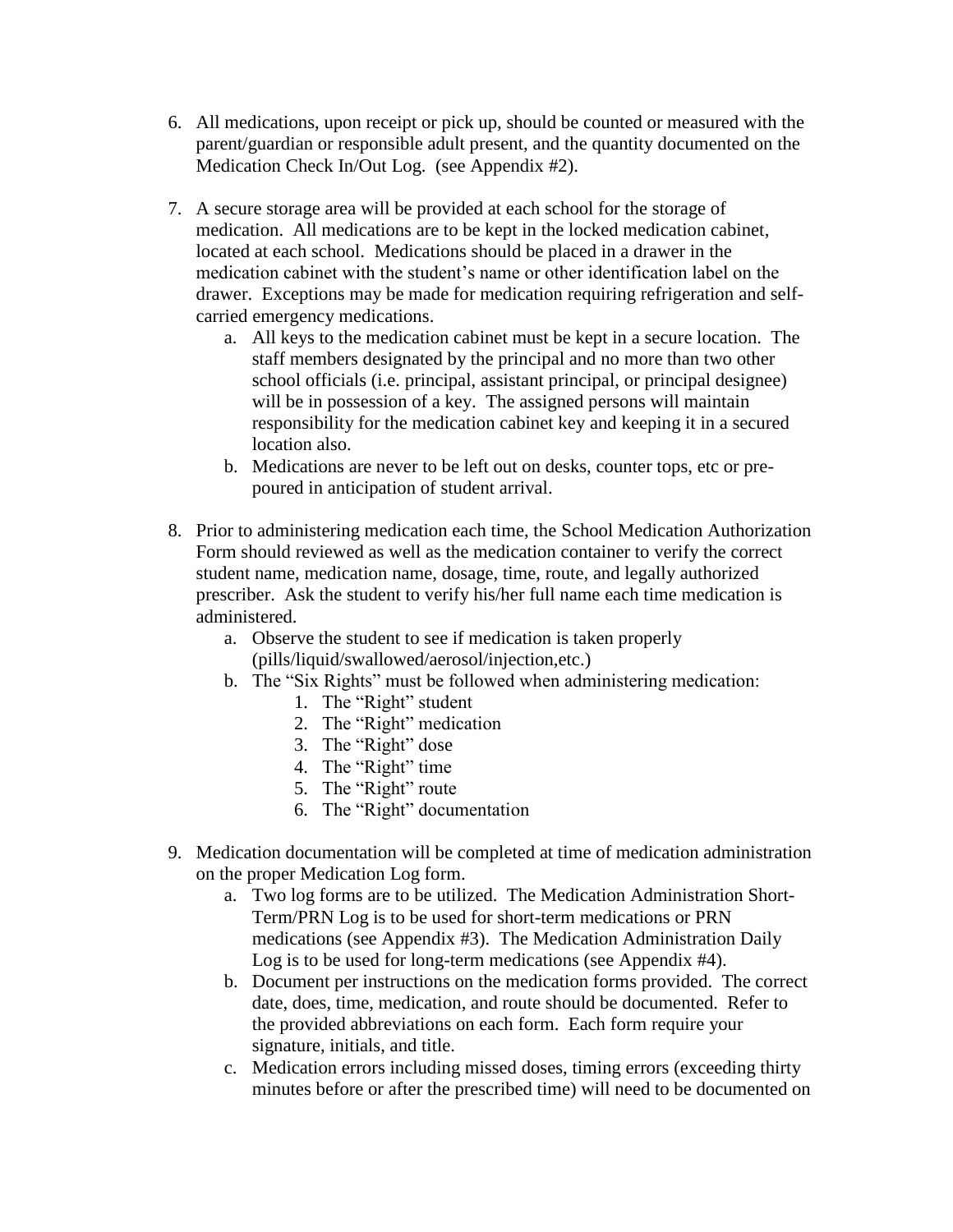6. All medications, upon receipt or pick up, should be counted or measured with the parent/guardian or responsible adult present, and the quantity documented on the Medication Check In/Out Log. (see Appendix #2).

7. A secure storage area will be provided at each school for the storage of medication. All medications are to be kept in the locked medication cabinet, located at each school. Medications should be placed in a drawer in the medication cabinet with the student's name or other identification label on the drawer. Exceptions may be made for medication requiring refrigeration and self-carried emergency medications.
    a. All keys to the medication cabinet must be kept in a secure location. The staff members designated by the principal and no more than two other school officials (i.e. principal, assistant principal, or principal designee) will be in possession of a key. The assigned persons will maintain responsibility for the medication cabinet key and keeping it in a secured location also.
    b. Medications are never to be left out on desks, counter tops, etc or pre-poured in anticipation of student arrival.

8. Prior to administering medication each time, the School Medication Authorization Form should reviewed as well as the medication container to verify the correct student name, medication name, dosage, time, route, and legally authorized prescriber. Ask the student to verify his/her full name each time medication is administered.
    a. Observe the student to see if medication is taken properly (pills/liquid/swallowed/aerosol/injection,etc.)
    b. The "Six Rights" must be followed when administering medication:
        1. The "Right" student
        2. The "Right" medication
        3. The "Right" dose
        4. The "Right" time
        5. The "Right" route
        6. The "Right" documentation

9. Medication documentation will be completed at time of medication administration on the proper Medication Log form.
    a. Two log forms are to be utilized. The Medication Administration Short-Term/PRN Log is to be used for short-term medications or PRN medications (see Appendix #3). The Medication Administration Daily Log is to be used for long-term medications (see Appendix #4).
    b. Document per instructions on the medication forms provided. The correct date, does, time, medication, and route should be documented. Refer to the provided abbreviations on each form. Each form require your signature, initials, and title.
    c. Medication errors including missed doses, timing errors (exceeding thirty minutes before or after the prescribed time) will need to be documented on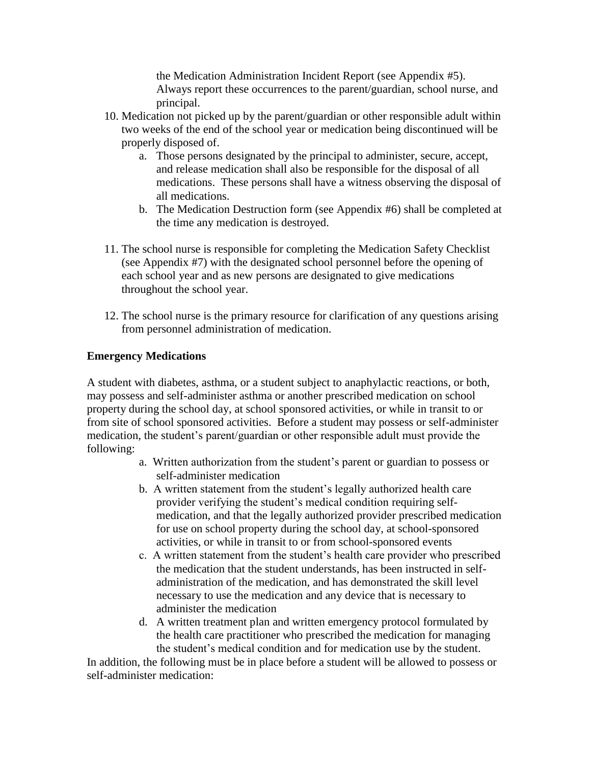the Medication Administration Incident Report (see Appendix #5). Always report these occurrences to the parent/guardian, school nurse, and principal.

10. Medication not picked up by the parent/guardian or other responsible adult within two weeks of the end of the school year or medication being discontinued will be properly disposed of.
    a. Those persons designated by the principal to administer, secure, accept, and release medication shall also be responsible for the disposal of all medications. These persons shall have a witness observing the disposal of all medications.
    b. The Medication Destruction form (see Appendix #6) shall be completed at the time any medication is destroyed.

11. The school nurse is responsible for completing the Medication Safety Checklist (see Appendix #7) with the designated school personnel before the opening of each school year and as new persons are designated to give medications throughout the school year.

12. The school nurse is the primary resource for clarification of any questions arising from personnel administration of medication.

**Emergency Medications**

A student with diabetes, asthma, or a student subject to anaphylactic reactions, or both, may possess and self-administer asthma or another prescribed medication on school property during the school day, at school sponsored activities, or while in transit to or from site of school sponsored activities. Before a student may possess or self-administer medication, the student's parent/guardian or other responsible adult must provide the following:

a. Written authorization from the student's parent or guardian to possess or self-administer medication
b. A written statement from the student's legally authorized health care provider verifying the student's medical condition requiring self-medication, and that the legally authorized provider prescribed medication for use on school property during the school day, at school-sponsored activities, or while in transit to or from school-sponsored events
c. A written statement from the student's health care provider who prescribed the medication that the student understands, has been instructed in self-administration of the medication, and has demonstrated the skill level necessary to use the medication and any device that is necessary to administer the medication
d. A written treatment plan and written emergency protocol formulated by the health care practitioner who prescribed the medication for managing the student's medical condition and for medication use by the student.

In addition, the following must be in place before a student will be allowed to possess or self-administer medication: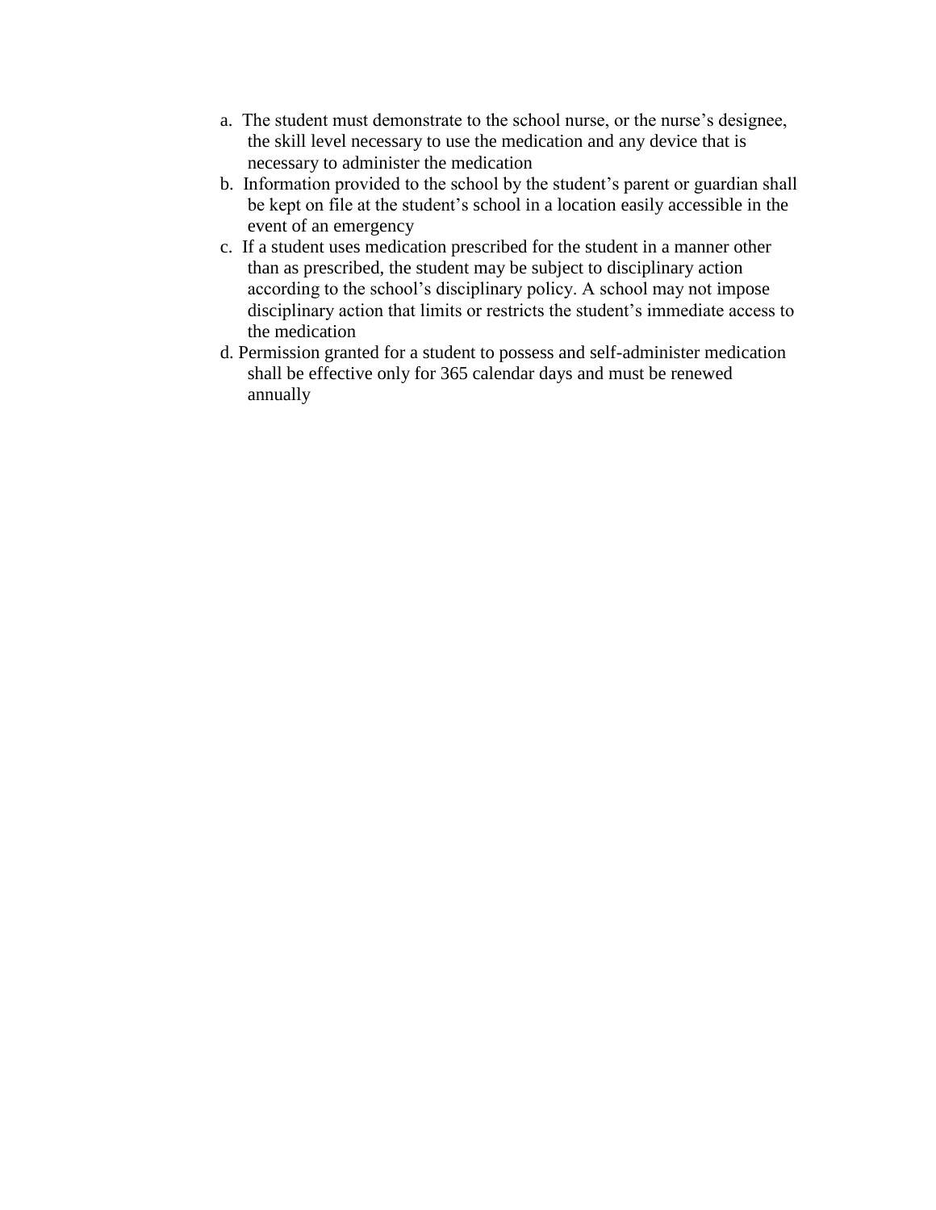a. The student must demonstrate to the school nurse, or the nurse's designee, the skill level necessary to use the medication and any device that is necessary to administer the medication
b. Information provided to the school by the student's parent or guardian shall be kept on file at the student's school in a location easily accessible in the event of an emergency
c. If a student uses medication prescribed for the student in a manner other than as prescribed, the student may be subject to disciplinary action according to the school's disciplinary policy. A school may not impose disciplinary action that limits or restricts the student's immediate access to the medication
d. Permission granted for a student to possess and self-administer medication shall be effective only for 365 calendar days and must be renewed annually